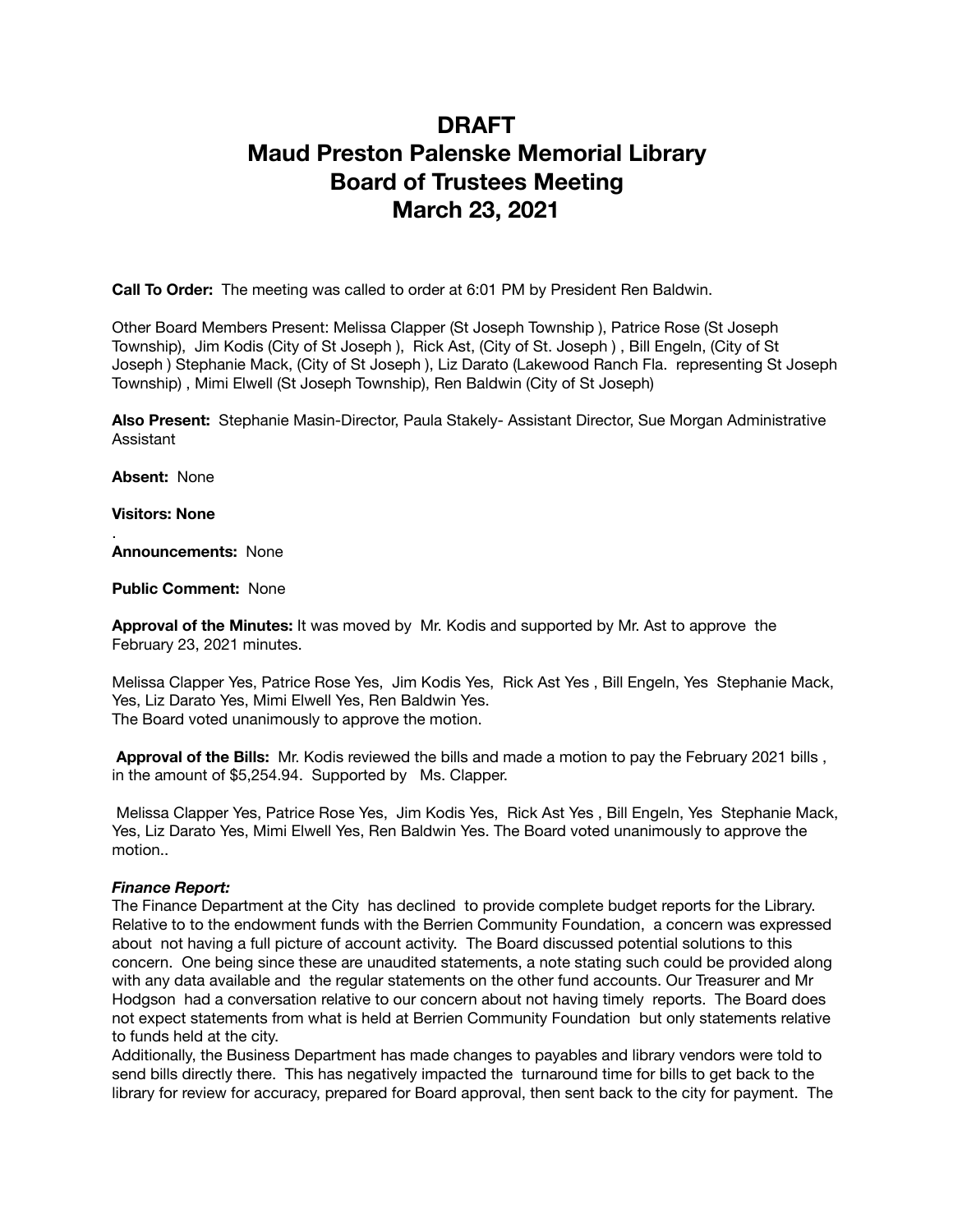# DRAFT
# Maud Preston Palenske Memorial Library
# Board of Trustees Meeting
# March 23, 2021

**Call To Order:** The meeting was called to order at 6:01 PM by President Ren Baldwin.

Other Board Members Present: Melissa Clapper (St Joseph Township ), Patrice Rose (St Joseph Township), Jim Kodis (City of St Joseph ), Rick Ast, (City of St. Joseph ) , Bill Engeln, (City of St Joseph ) Stephanie Mack, (City of St Joseph ), Liz Darato (Lakewood Ranch Fla. representing St Joseph Township) , Mimi Elwell (St Joseph Township), Ren Baldwin (City of St Joseph)

**Also Present:** Stephanie Masin-Director, Paula Stakely- Assistant Director, Sue Morgan Administrative Assistant

**Absent:** None

**Visitors: None**

.

**Announcements:** None

**Public Comment:** None

**Approval of the Minutes:** It was moved by Mr. Kodis and supported by Mr. Ast to approve the February 23, 2021 minutes.

Melissa Clapper Yes, Patrice Rose Yes, Jim Kodis Yes, Rick Ast Yes , Bill Engeln, Yes Stephanie Mack, Yes, Liz Darato Yes, Mimi Elwell Yes, Ren Baldwin Yes.
The Board voted unanimously to approve the motion.

**Approval of the Bills:** Mr. Kodis reviewed the bills and made a motion to pay the February 2021 bills , in the amount of $5,254.94. Supported by Ms. Clapper.

Melissa Clapper Yes, Patrice Rose Yes, Jim Kodis Yes, Rick Ast Yes , Bill Engeln, Yes Stephanie Mack, Yes, Liz Darato Yes, Mimi Elwell Yes, Ren Baldwin Yes. The Board voted unanimously to approve the motion..

***Finance Report:***
The Finance Department at the City has declined to provide complete budget reports for the Library. Relative to to the endowment funds with the Berrien Community Foundation, a concern was expressed about not having a full picture of account activity. The Board discussed potential solutions to this concern. One being since these are unaudited statements, a note stating such could be provided along with any data available and the regular statements on the other fund accounts. Our Treasurer and Mr Hodgson had a conversation relative to our concern about not having timely reports. The Board does not expect statements from what is held at Berrien Community Foundation but only statements relative to funds held at the city.
Additionally, the Business Department has made changes to payables and library vendors were told to send bills directly there. This has negatively impacted the turnaround time for bills to get back to the library for review for accuracy, prepared for Board approval, then sent back to the city for payment. The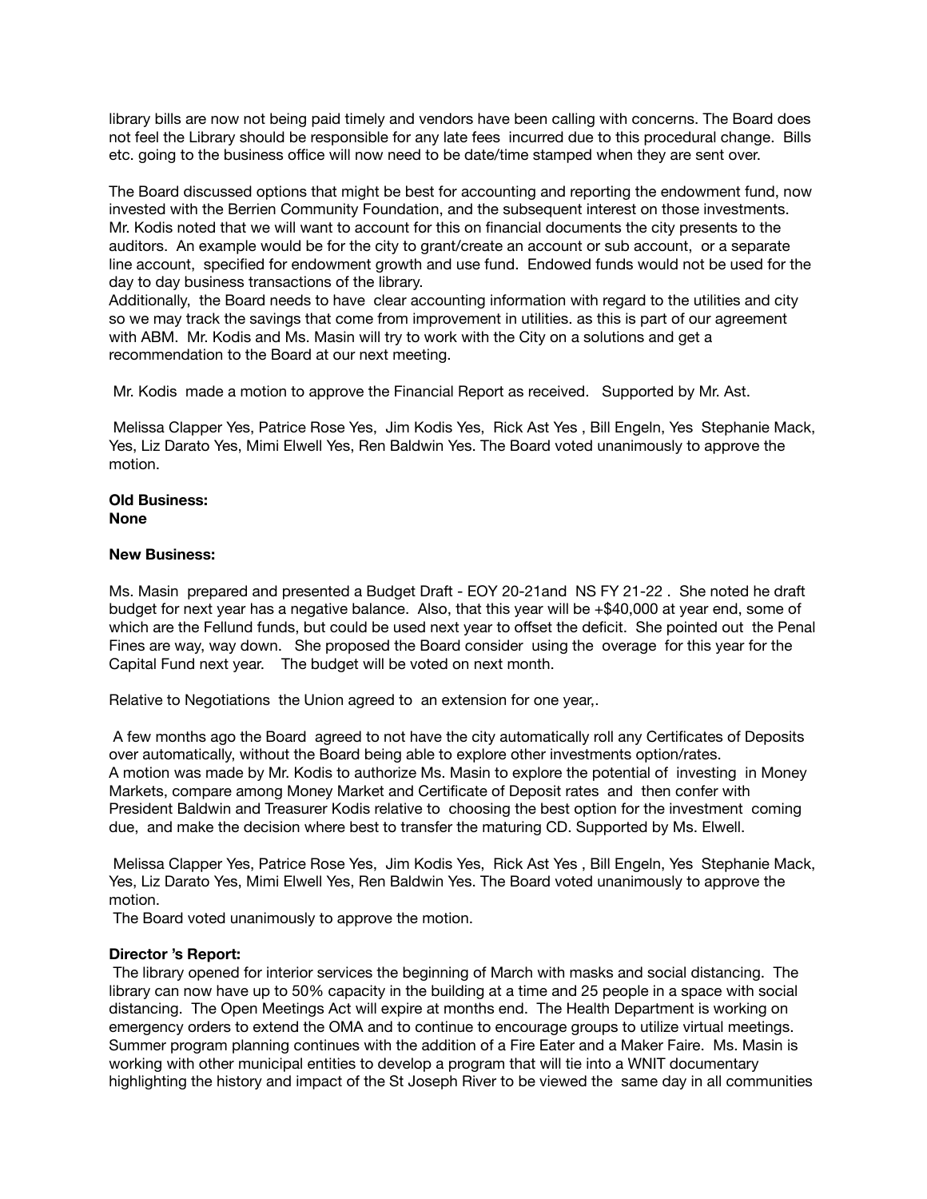library bills are now not being paid timely and vendors have been calling with concerns. The Board does not feel the Library should be responsible for any late fees incurred due to this procedural change. Bills etc. going to the business office will now need to be date/time stamped when they are sent over.

The Board discussed options that might be best for accounting and reporting the endowment fund, now invested with the Berrien Community Foundation, and the subsequent interest on those investments. Mr. Kodis noted that we will want to account for this on financial documents the city presents to the auditors. An example would be for the city to grant/create an account or sub account, or a separate line account, specified for endowment growth and use fund. Endowed funds would not be used for the day to day business transactions of the library.
Additionally, the Board needs to have clear accounting information with regard to the utilities and city so we may track the savings that come from improvement in utilities. as this is part of our agreement with ABM. Mr. Kodis and Ms. Masin will try to work with the City on a solutions and get a recommendation to the Board at our next meeting.

Mr. Kodis made a motion to approve the Financial Report as received. Supported by Mr. Ast.

Melissa Clapper Yes, Patrice Rose Yes, Jim Kodis Yes, Rick Ast Yes , Bill Engeln, Yes Stephanie Mack, Yes, Liz Darato Yes, Mimi Elwell Yes, Ren Baldwin Yes. The Board voted unanimously to approve the motion.

**Old Business:**
**None**

**New Business:**

Ms. Masin prepared and presented a Budget Draft - EOY 20-21and NS FY 21-22 . She noted he draft budget for next year has a negative balance. Also, that this year will be +$40,000 at year end, some of which are the Fellund funds, but could be used next year to offset the deficit. She pointed out the Penal Fines are way, way down. She proposed the Board consider using the overage for this year for the Capital Fund next year. The budget will be voted on next month.

Relative to Negotiations the Union agreed to an extension for one year,.

A few months ago the Board agreed to not have the city automatically roll any Certificates of Deposits over automatically, without the Board being able to explore other investments option/rates.
A motion was made by Mr. Kodis to authorize Ms. Masin to explore the potential of investing in Money Markets, compare among Money Market and Certificate of Deposit rates and then confer with President Baldwin and Treasurer Kodis relative to choosing the best option for the investment coming due, and make the decision where best to transfer the maturing CD. Supported by Ms. Elwell.

Melissa Clapper Yes, Patrice Rose Yes, Jim Kodis Yes, Rick Ast Yes , Bill Engeln, Yes Stephanie Mack, Yes, Liz Darato Yes, Mimi Elwell Yes, Ren Baldwin Yes. The Board voted unanimously to approve the motion.
The Board voted unanimously to approve the motion.

**Director 's Report:**
The library opened for interior services the beginning of March with masks and social distancing. The library can now have up to 50% capacity in the building at a time and 25 people in a space with social distancing. The Open Meetings Act will expire at months end. The Health Department is working on emergency orders to extend the OMA and to continue to encourage groups to utilize virtual meetings. Summer program planning continues with the addition of a Fire Eater and a Maker Faire. Ms. Masin is working with other municipal entities to develop a program that will tie into a WNIT documentary highlighting the history and impact of the St Joseph River to be viewed the same day in all communities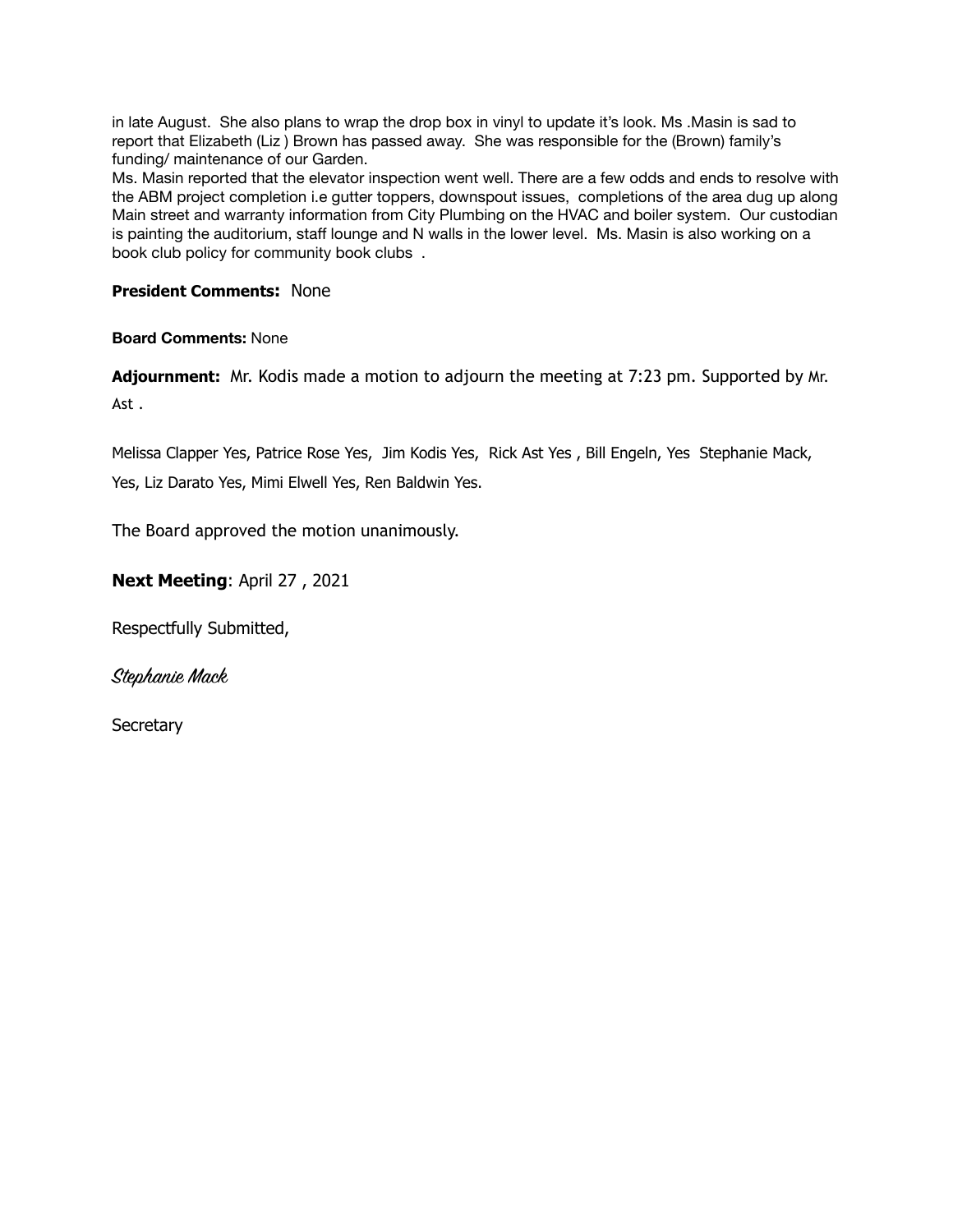in late August. She also plans to wrap the drop box in vinyl to update it's look. Ms .Masin is sad to report that Elizabeth (Liz ) Brown has passed away. She was responsible for the (Brown) family's funding/ maintenance of our Garden.
Ms. Masin reported that the elevator inspection went well. There are a few odds and ends to resolve with the ABM project completion i.e gutter toppers, downspout issues, completions of the area dug up along Main street and warranty information from City Plumbing on the HVAC and boiler system. Our custodian is painting the auditorium, staff lounge and N walls in the lower level. Ms. Masin is also working on a book club policy for community book clubs .

**President Comments:** None

**Board Comments:** None

**Adjournment:** Mr. Kodis made a motion to adjourn the meeting at 7:23 pm. Supported by Mr. Ast .

Melissa Clapper Yes, Patrice Rose Yes, Jim Kodis Yes, Rick Ast Yes , Bill Engeln, Yes Stephanie Mack, Yes, Liz Darato Yes, Mimi Elwell Yes, Ren Baldwin Yes.

The Board approved the motion unanimously.

**Next Meeting**: April 27 , 2021

Respectfully Submitted,

*Stephanie Mack*

Secretary